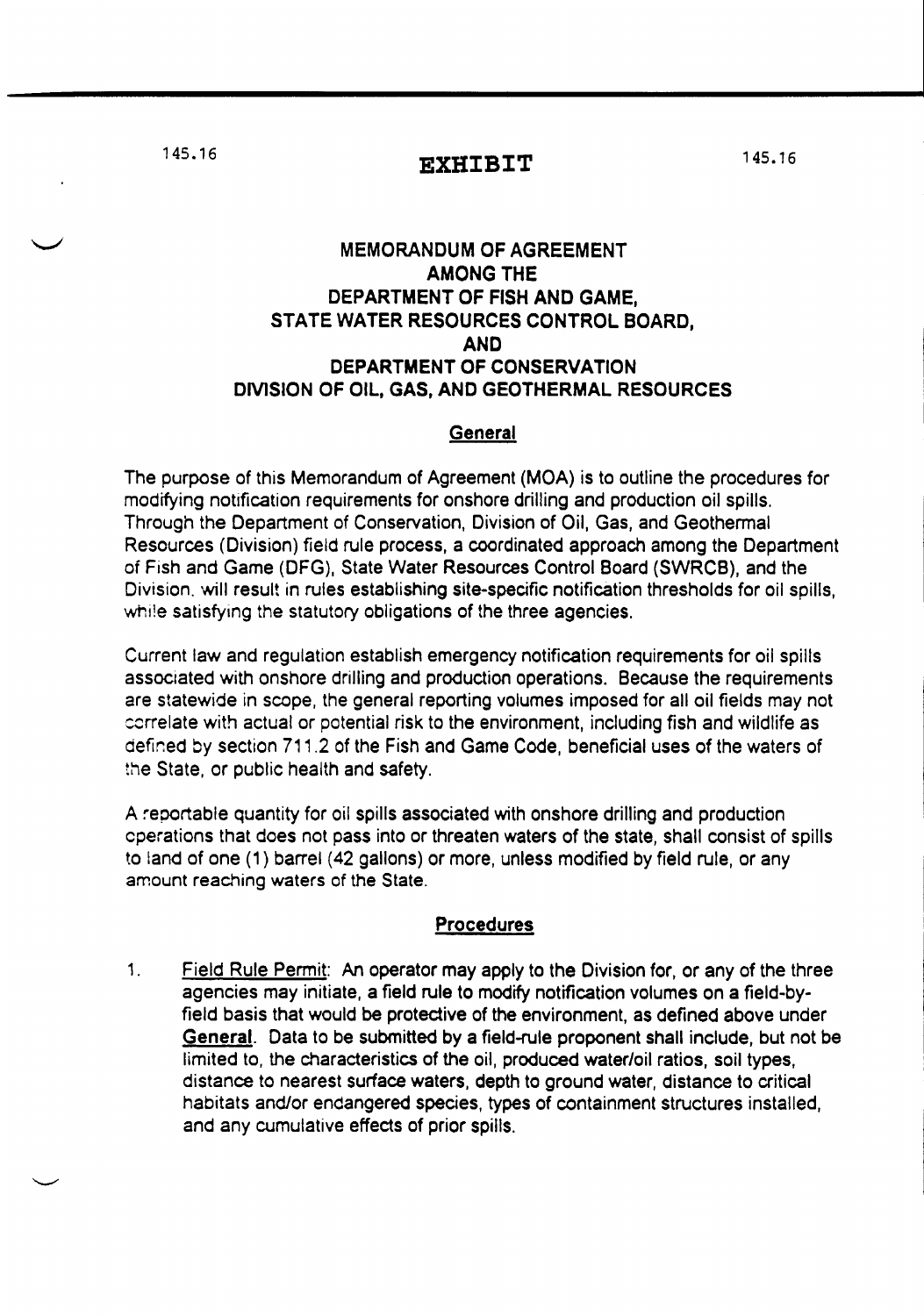# EXHIBIT

## MEMORANDUM OF AGREEMENT AMONG THE DEPARTMENT OF FISH AND GAME, STATE WATER RESOURCES CONTROL BOARD, AND DEPARTMENT OF CONSERVATION DIVISION OF OIL, GAS, AND GEOTHERMAL RESOURCES

### General

The purpose of this Memorandum of Agreement (MOA) is to outline the procedures for modifying notification requirements for onshore drilling and production oil spills. Through the Department of Conservation, Division of Oil, Gas, and Geothermal Resources (Division) field rule process, a coordinated approach among the Department of Fish and Game (DFG), State Water Resources Control Board (SWRCB), and the Division. will result in rules establishing site-specific notification thresholds for oil spills, while satisfying the statutory obligations of the three agencies.

Current law and regulation establish emergency notification requirements for oil spills associated with onshore drilling and production operations. Because the requirements are statewide in scope, the general reporting volumes imposed for all oil fields may not correlate with actual or potential risk to the environment, including fish and wildlife as defined by section 711.2 of the Fish and Game Code, beneficial uses of the waters of the State, or public health and safety.

A reportable quantity for oil spills associated with onshore drilling and production operations that does not pass into or threaten waters of the state, shall consist of spills to land of one (1) barrel (42 gallons) or more, unless modified by field rule, or any amount reaching waters of the State.

### Procedures

1. Field Rule Permit: An operator may apply to the Division for, or any of the three agencies may initiate, a field rule to modify notification volumes on a field-by-field basis that would be protective of the environment, as defined above under **General**. Data to be submitted by a field-rule proponent shall include, but not be limited to, the characteristics of the oil, produced water/oil ratios, soil types, distance to nearest surface waters, depth to ground water, distance to critical habitats and/or endangered species, types of containment structures installed, and any cumulative effects of prior spills.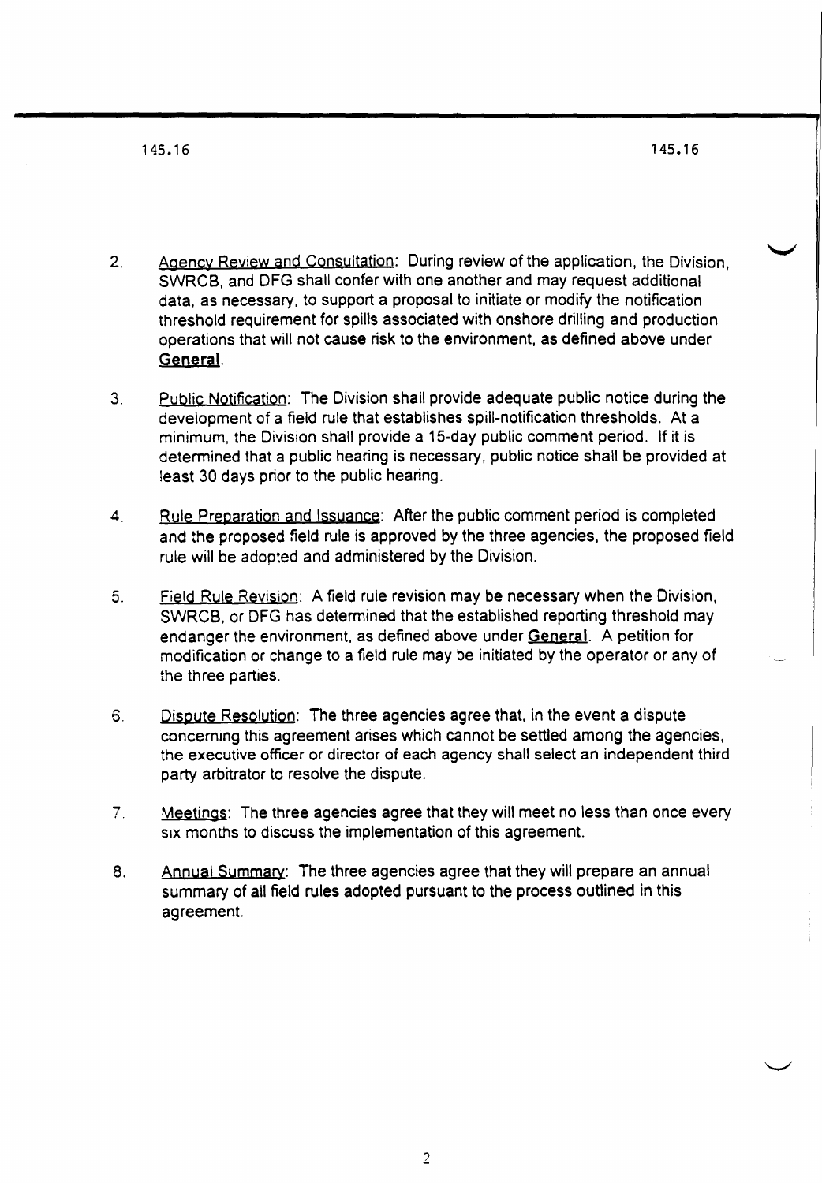2. Agency Review and Consultation: During review of the application, the Division, SWRCB, and DFG shall confer with one another and may request additional data, as necessary, to support a proposal to initiate or modify the notification threshold requirement for spills associated with onshore drilling and production operations that will not cause risk to the environment, as defined above under **General**.

3. Public Notification: The Division shall provide adequate public notice during the development of a field rule that establishes spill-notification thresholds. At a minimum, the Division shall provide a 15-day public comment period. If it is determined that a public hearing is necessary, public notice shall be provided at least 30 days prior to the public hearing.

4. Rule Preparation and Issuance: After the public comment period is completed and the proposed field rule is approved by the three agencies, the proposed field rule will be adopted and administered by the Division.

5. Field Rule Revision: A field rule revision may be necessary when the Division, SWRCB, or DFG has determined that the established reporting threshold may endanger the environment, as defined above under **General**. A petition for modification or change to a field rule may be initiated by the operator or any of the three parties.

6. Dispute Resolution: The three agencies agree that, in the event a dispute concerning this agreement arises which cannot be settled among the agencies, the executive officer or director of each agency shall select an independent third party arbitrator to resolve the dispute.

7. Meetings: The three agencies agree that they will meet no less than once every six months to discuss the implementation of this agreement.

8. Annual Summary: The three agencies agree that they will prepare an annual summary of all field rules adopted pursuant to the process outlined in this agreement.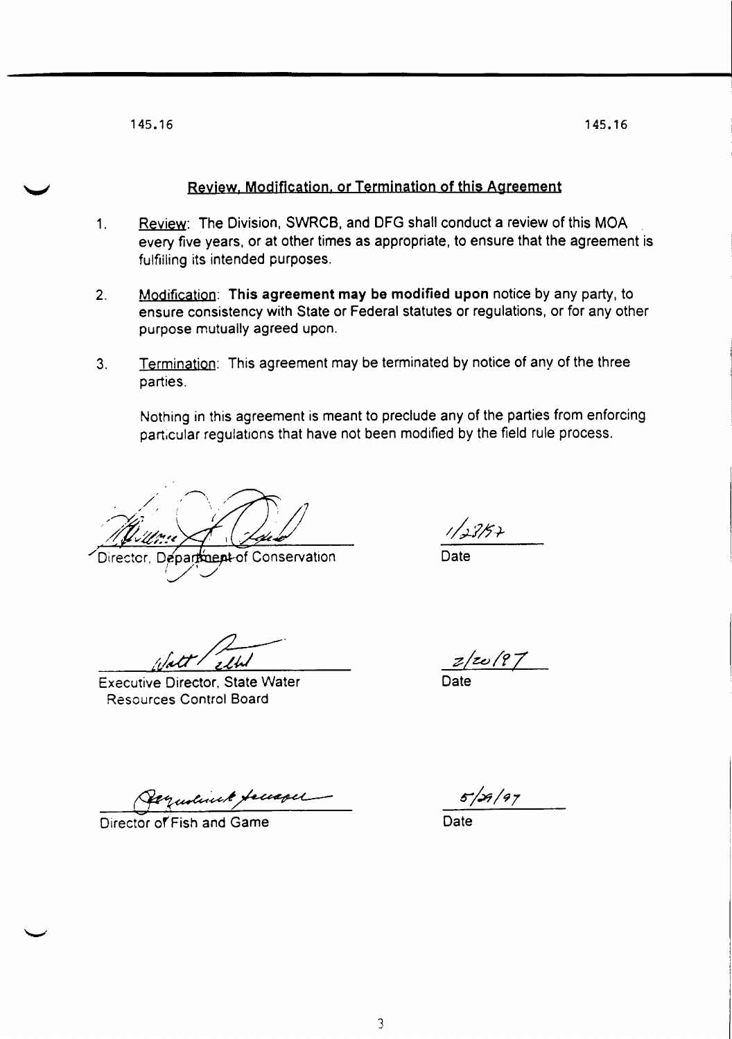## Review, Modification, or Termination of this Agreement

1. Review: The Division, SWRCB, and DFG shall conduct a review of this MOA every five years, or at other times as appropriate, to ensure that the agreement is fulfilling its intended purposes.

2. Modification: **This agreement may be modified upon** notice by any party, to ensure consistency with State or Federal statutes or regulations, or for any other purpose mutually agreed upon.

3. Termination: This agreement may be terminated by notice of any of the three parties.

   Nothing in this agreement is meant to preclude any of the parties from enforcing particular regulations that have not been modified by the field rule process.

Director, Department of Conservation — Date: 1/23/97

Executive Director, State Water Resources Control Board — Date: 2/20/97

Director of Fish and Game — Date: 5/29/97